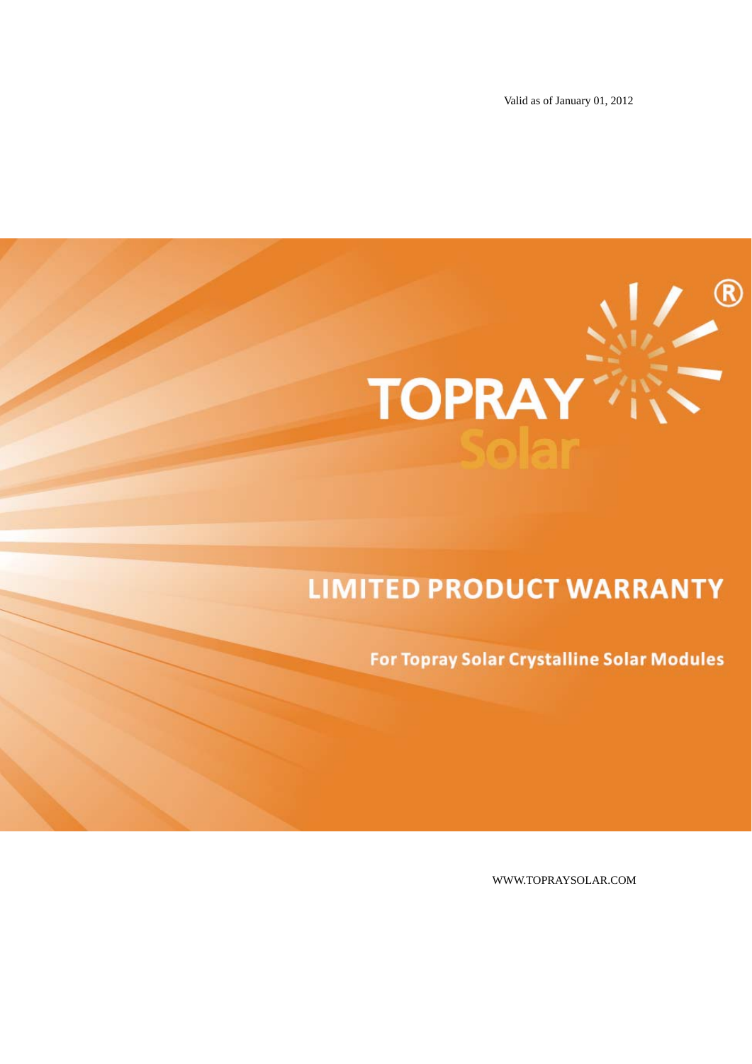Valid as of January 01, 2012

TOPRAY Solar

# LIMITED PRODUCT WARRANTY

## For Topray Solar Crystalline Solar Modules

WWW.TOPRAYSOLAR.COM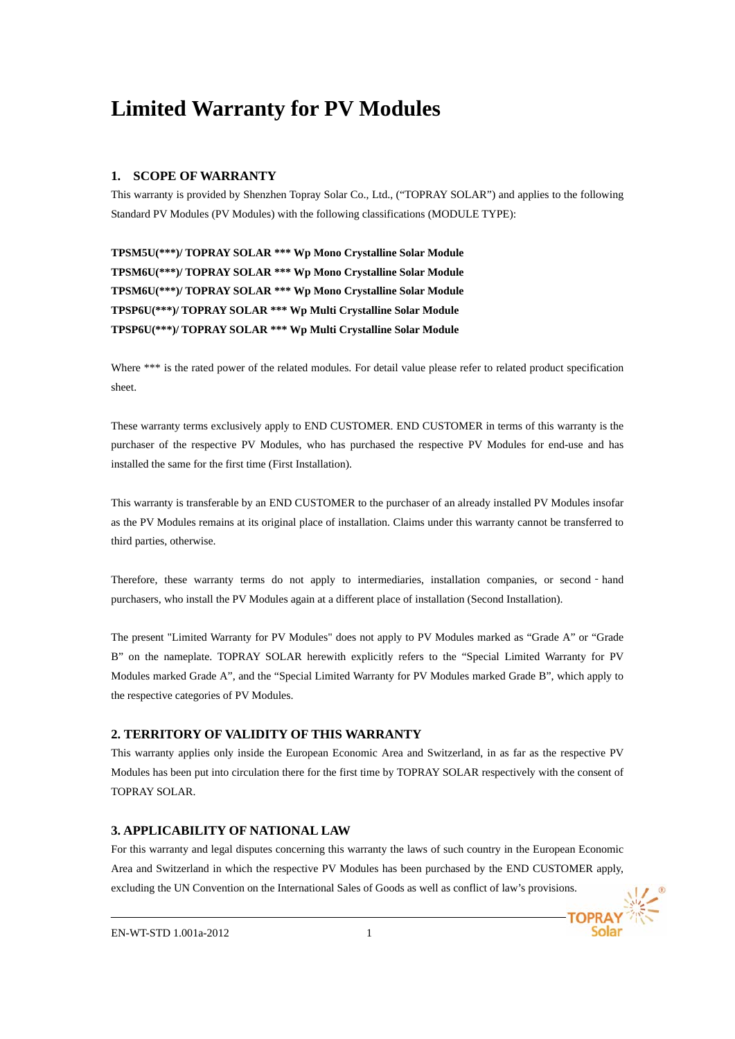# Limited Warranty for PV Modules

## 1. SCOPE OF WARRANTY

This warranty is provided by Shenzhen Topray Solar Co., Ltd., ("TOPRAY SOLAR") and applies to the following Standard PV Modules (PV Modules) with the following classifications (MODULE TYPE):

**TPSM5U(***)/ TOPRAY SOLAR *** Wp Mono Crystalline Solar Module**
**TPSM6U(***)/ TOPRAY SOLAR *** Wp Mono Crystalline Solar Module**
**TPSM6U(***)/ TOPRAY SOLAR *** Wp Mono Crystalline Solar Module**
**TPSP6U(***)/ TOPRAY SOLAR *** Wp Multi Crystalline Solar Module**
**TPSP6U(***)/ TOPRAY SOLAR *** Wp Multi Crystalline Solar Module**

Where *** is the rated power of the related modules. For detail value please refer to related product specification sheet.

These warranty terms exclusively apply to END CUSTOMER. END CUSTOMER in terms of this warranty is the purchaser of the respective PV Modules, who has purchased the respective PV Modules for end-use and has installed the same for the first time (First Installation).

This warranty is transferable by an END CUSTOMER to the purchaser of an already installed PV Modules insofar as the PV Modules remains at its original place of installation. Claims under this warranty cannot be transferred to third parties, otherwise.

Therefore, these warranty terms do not apply to intermediaries, installation companies, or second‐hand purchasers, who install the PV Modules again at a different place of installation (Second Installation).

The present "Limited Warranty for PV Modules" does not apply to PV Modules marked as "Grade A" or "Grade B" on the nameplate. TOPRAY SOLAR herewith explicitly refers to the "Special Limited Warranty for PV Modules marked Grade A", and the "Special Limited Warranty for PV Modules marked Grade B", which apply to the respective categories of PV Modules.

## 2. TERRITORY OF VALIDITY OF THIS WARRANTY

This warranty applies only inside the European Economic Area and Switzerland, in as far as the respective PV Modules has been put into circulation there for the first time by TOPRAY SOLAR respectively with the consent of TOPRAY SOLAR.

## 3. APPLICABILITY OF NATIONAL LAW

For this warranty and legal disputes concerning this warranty the laws of such country in the European Economic Area and Switzerland in which the respective PV Modules has been purchased by the END CUSTOMER apply, excluding the UN Convention on the International Sales of Goods as well as conflict of law's provisions.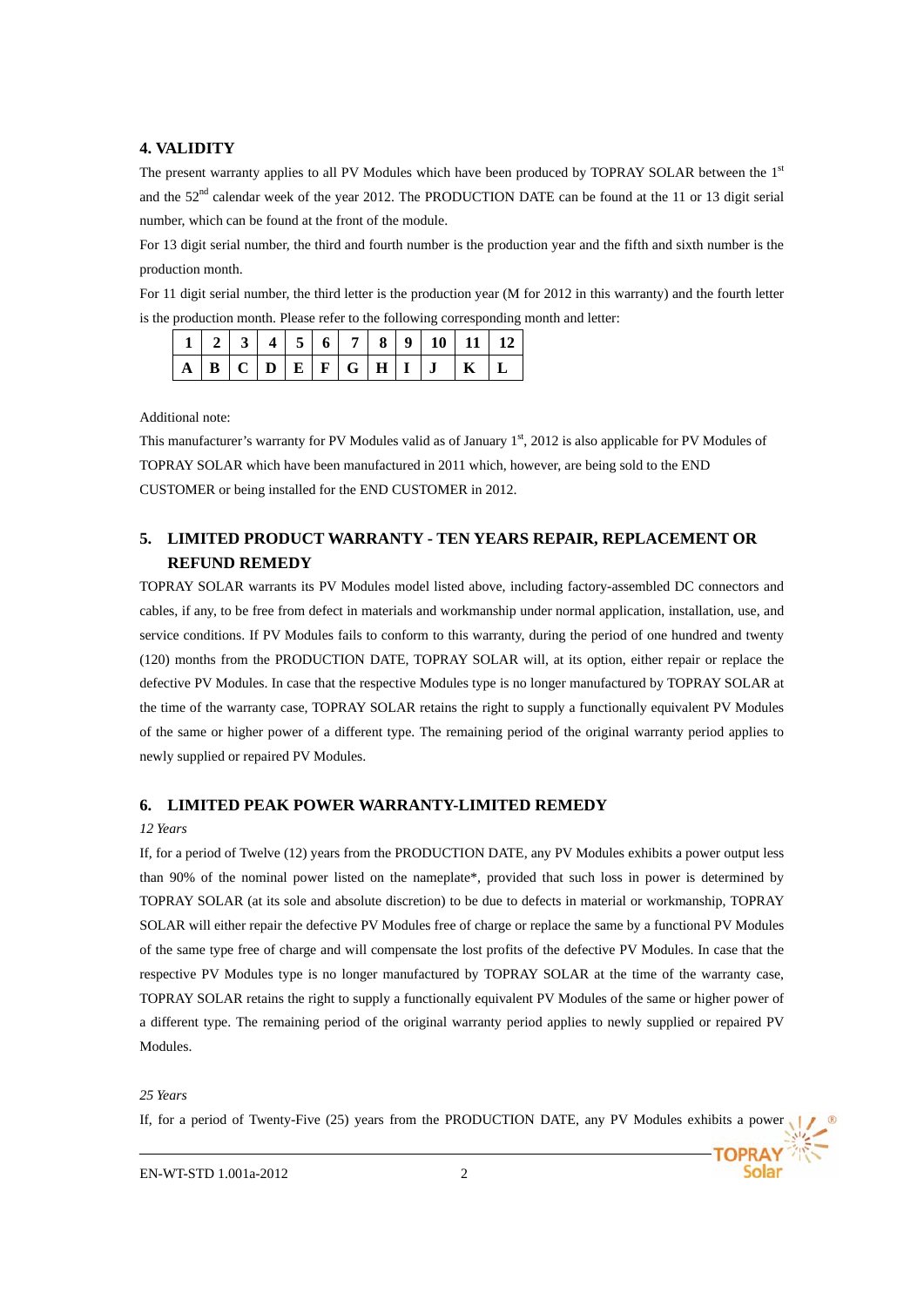## 4. VALIDITY

The present warranty applies to all PV Modules which have been produced by TOPRAY SOLAR between the 1st and the 52nd calendar week of the year 2012. The PRODUCTION DATE can be found at the 11 or 13 digit serial number, which can be found at the front of the module.

For 13 digit serial number, the third and fourth number is the production year and the fifth and sixth number is the production month.

For 11 digit serial number, the third letter is the production year (M for 2012 in this warranty) and the fourth letter is the production month. Please refer to the following corresponding month and letter:

| 1 | 2 | 3 | 4 | 5 | 6 | 7 | 8 | 9 | 10 | 11 | 12 |
|---|---|---|---|---|---|---|---|---|---|---|---|
| A | B | C | D | E | F | G | H | I | J | K | L |

Additional note:

This manufacturer's warranty for PV Modules valid as of January 1st, 2012 is also applicable for PV Modules of TOPRAY SOLAR which have been manufactured in 2011 which, however, are being sold to the END CUSTOMER or being installed for the END CUSTOMER in 2012.

## 5. LIMITED PRODUCT WARRANTY - TEN YEARS REPAIR, REPLACEMENT OR REFUND REMEDY

TOPRAY SOLAR warrants its PV Modules model listed above, including factory-assembled DC connectors and cables, if any, to be free from defect in materials and workmanship under normal application, installation, use, and service conditions. If PV Modules fails to conform to this warranty, during the period of one hundred and twenty (120) months from the PRODUCTION DATE, TOPRAY SOLAR will, at its option, either repair or replace the defective PV Modules. In case that the respective Modules type is no longer manufactured by TOPRAY SOLAR at the time of the warranty case, TOPRAY SOLAR retains the right to supply a functionally equivalent PV Modules of the same or higher power of a different type. The remaining period of the original warranty period applies to newly supplied or repaired PV Modules.

## 6. LIMITED PEAK POWER WARRANTY-LIMITED REMEDY

*12 Years*

If, for a period of Twelve (12) years from the PRODUCTION DATE, any PV Modules exhibits a power output less than 90% of the nominal power listed on the nameplate*, provided that such loss in power is determined by TOPRAY SOLAR (at its sole and absolute discretion) to be due to defects in material or workmanship, TOPRAY SOLAR will either repair the defective PV Modules free of charge or replace the same by a functional PV Modules of the same type free of charge and will compensate the lost profits of the defective PV Modules. In case that the respective PV Modules type is no longer manufactured by TOPRAY SOLAR at the time of the warranty case, TOPRAY SOLAR retains the right to supply a functionally equivalent PV Modules of the same or higher power of a different type. The remaining period of the original warranty period applies to newly supplied or repaired PV Modules.

*25 Years*

If, for a period of Twenty-Five (25) years from the PRODUCTION DATE, any PV Modules exhibits a power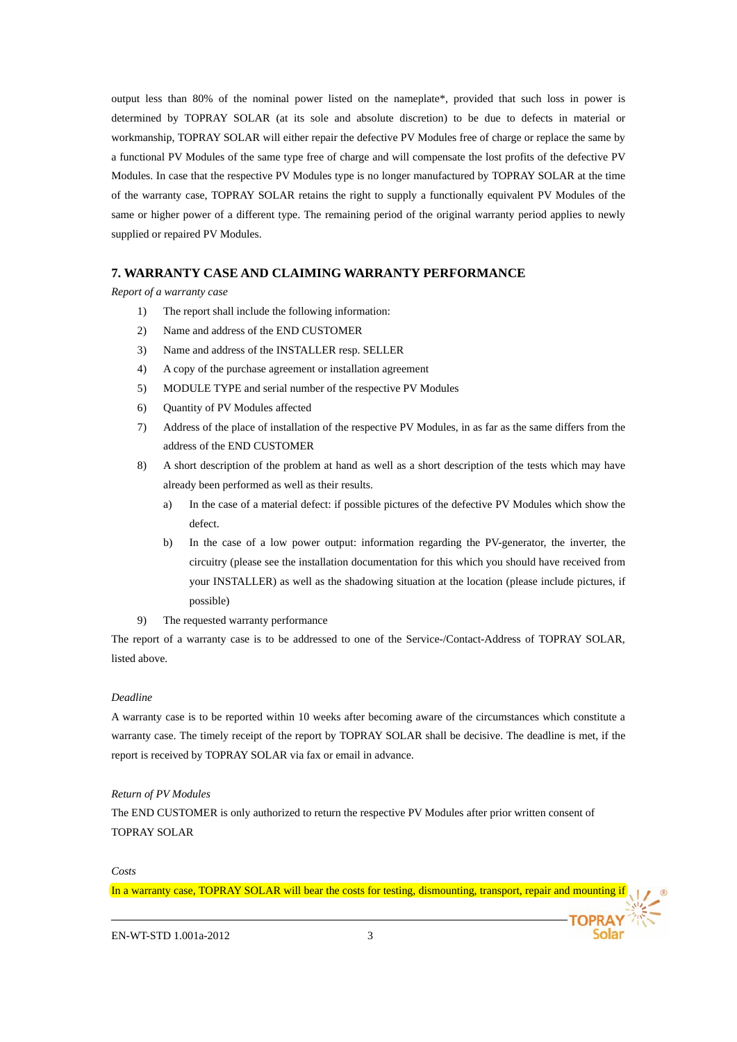output less than 80% of the nominal power listed on the nameplate*, provided that such loss in power is determined by TOPRAY SOLAR (at its sole and absolute discretion) to be due to defects in material or workmanship, TOPRAY SOLAR will either repair the defective PV Modules free of charge or replace the same by a functional PV Modules of the same type free of charge and will compensate the lost profits of the defective PV Modules. In case that the respective PV Modules type is no longer manufactured by TOPRAY SOLAR at the time of the warranty case, TOPRAY SOLAR retains the right to supply a functionally equivalent PV Modules of the same or higher power of a different type. The remaining period of the original warranty period applies to newly supplied or repaired PV Modules.

## 7. WARRANTY CASE AND CLAIMING WARRANTY PERFORMANCE

*Report of a warranty case*

1) The report shall include the following information:
2) Name and address of the END CUSTOMER
3) Name and address of the INSTALLER resp. SELLER
4) A copy of the purchase agreement or installation agreement
5) MODULE TYPE and serial number of the respective PV Modules
6) Quantity of PV Modules affected
7) Address of the place of installation of the respective PV Modules, in as far as the same differs from the address of the END CUSTOMER
8) A short description of the problem at hand as well as a short description of the tests which may have already been performed as well as their results.
   a) In the case of a material defect: if possible pictures of the defective PV Modules which show the defect.
   b) In the case of a low power output: information regarding the PV-generator, the inverter, the circuitry (please see the installation documentation for this which you should have received from your INSTALLER) as well as the shadowing situation at the location (please include pictures, if possible)
9) The requested warranty performance

The report of a warranty case is to be addressed to one of the Service-/Contact-Address of TOPRAY SOLAR, listed above.

*Deadline*

A warranty case is to be reported within 10 weeks after becoming aware of the circumstances which constitute a warranty case. The timely receipt of the report by TOPRAY SOLAR shall be decisive. The deadline is met, if the report is received by TOPRAY SOLAR via fax or email in advance.

*Return of PV Modules*

The END CUSTOMER is only authorized to return the respective PV Modules after prior written consent of TOPRAY SOLAR

*Costs*

In a warranty case, TOPRAY SOLAR will bear the costs for testing, dismounting, transport, repair and mounting if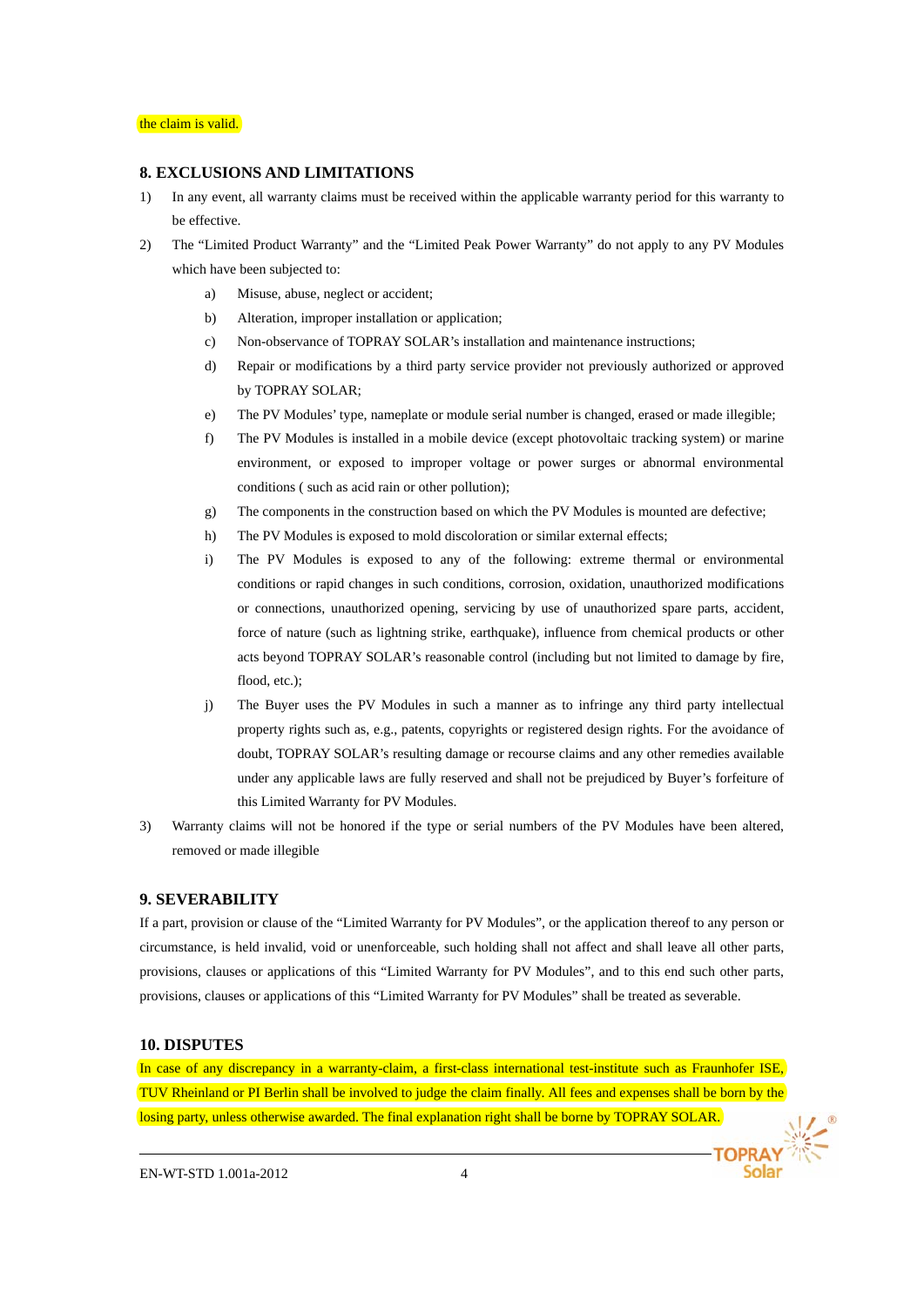the claim is valid.

## 8. EXCLUSIONS AND LIMITATIONS

1) In any event, all warranty claims must be received within the applicable warranty period for this warranty to be effective.
2) The “Limited Product Warranty” and the “Limited Peak Power Warranty” do not apply to any PV Modules which have been subjected to:
   a) Misuse, abuse, neglect or accident;
   b) Alteration, improper installation or application;
   c) Non-observance of TOPRAY SOLAR’s installation and maintenance instructions;
   d) Repair or modifications by a third party service provider not previously authorized or approved by TOPRAY SOLAR;
   e) The PV Modules’ type, nameplate or module serial number is changed, erased or made illegible;
   f) The PV Modules is installed in a mobile device (except photovoltaic tracking system) or marine environment, or exposed to improper voltage or power surges or abnormal environmental conditions ( such as acid rain or other pollution);
   g) The components in the construction based on which the PV Modules is mounted are defective;
   h) The PV Modules is exposed to mold discoloration or similar external effects;
   i) The PV Modules is exposed to any of the following: extreme thermal or environmental conditions or rapid changes in such conditions, corrosion, oxidation, unauthorized modifications or connections, unauthorized opening, servicing by use of unauthorized spare parts, accident, force of nature (such as lightning strike, earthquake), influence from chemical products or other acts beyond TOPRAY SOLAR’s reasonable control (including but not limited to damage by fire, flood, etc.);
   j) The Buyer uses the PV Modules in such a manner as to infringe any third party intellectual property rights such as, e.g., patents, copyrights or registered design rights. For the avoidance of doubt, TOPRAY SOLAR’s resulting damage or recourse claims and any other remedies available under any applicable laws are fully reserved and shall not be prejudiced by Buyer’s forfeiture of this Limited Warranty for PV Modules.
3) Warranty claims will not be honored if the type or serial numbers of the PV Modules have been altered, removed or made illegible

## 9. SEVERABILITY

If a part, provision or clause of the “Limited Warranty for PV Modules”, or the application thereof to any person or circumstance, is held invalid, void or unenforceable, such holding shall not affect and shall leave all other parts, provisions, clauses or applications of this “Limited Warranty for PV Modules”, and to this end such other parts, provisions, clauses or applications of this “Limited Warranty for PV Modules” shall be treated as severable.

## 10. DISPUTES

In case of any discrepancy in a warranty-claim, a first-class international test-institute such as Fraunhofer ISE, TUV Rheinland or PI Berlin shall be involved to judge the claim finally. All fees and expenses shall be born by the losing party, unless otherwise awarded. The final explanation right shall be borne by TOPRAY SOLAR.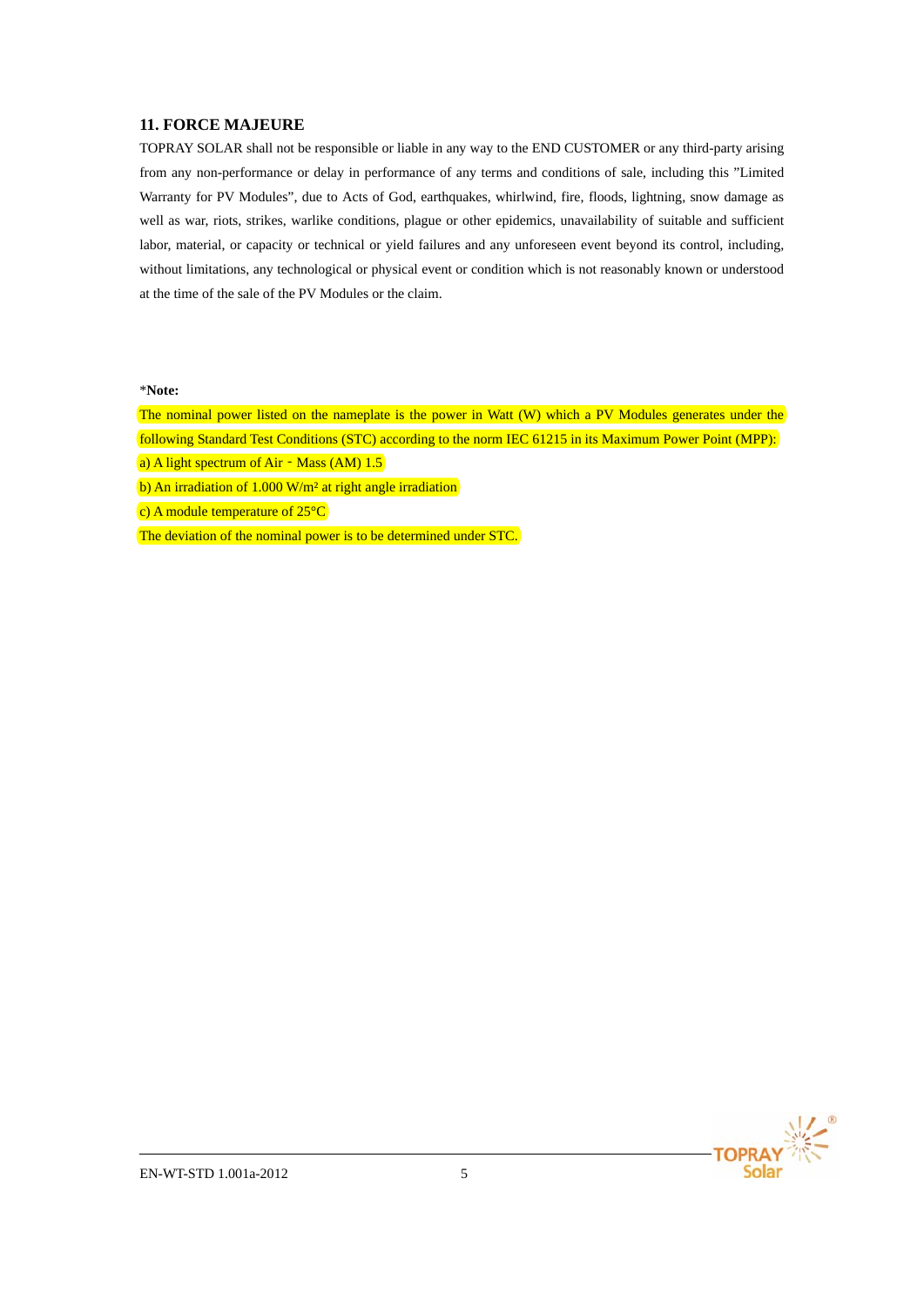## 11. FORCE MAJEURE

TOPRAY SOLAR shall not be responsible or liable in any way to the END CUSTOMER or any third-party arising from any non-performance or delay in performance of any terms and conditions of sale, including this ”Limited Warranty for PV Modules”, due to Acts of God, earthquakes, whirlwind, fire, floods, lightning, snow damage as well as war, riots, strikes, warlike conditions, plague or other epidemics, unavailability of suitable and sufficient labor, material, or capacity or technical or yield failures and any unforeseen event beyond its control, including, without limitations, any technological or physical event or condition which is not reasonably known or understood at the time of the sale of the PV Modules or the claim.

*__Note:__

The nominal power listed on the nameplate is the power in Watt (W) which a PV Modules generates under the following Standard Test Conditions (STC) according to the norm IEC 61215 in its Maximum Power Point (MPP):

a) A light spectrum of Air－Mass (AM) 1.5

b) An irradiation of 1.000 W/m² at right angle irradiation

c) A module temperature of 25°C

The deviation of the nominal power is to be determined under STC.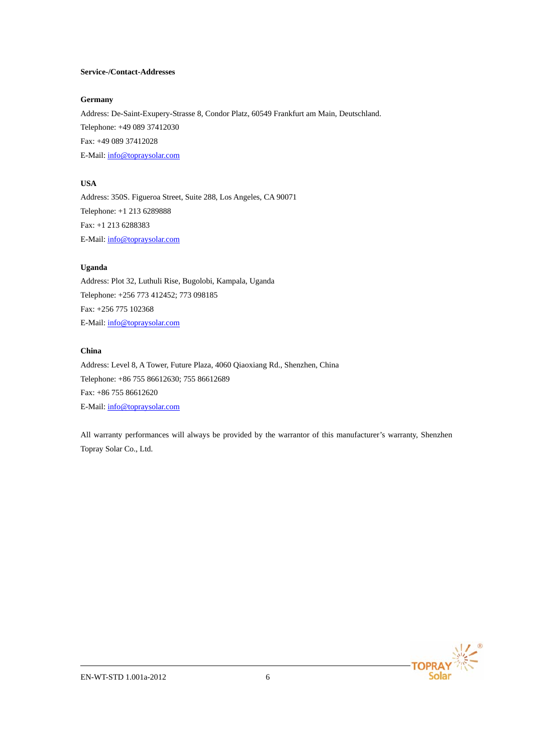**Service-/Contact-Addresses**

**Germany**

Address: De-Saint-Exupery-Strasse 8, Condor Platz, 60549 Frankfurt am Main, Deutschland.

Telephone: +49 089 37412030

Fax: +49 089 37412028

E-Mail: info@topraysolar.com

**USA**

Address: 350S. Figueroa Street, Suite 288, Los Angeles, CA 90071

Telephone: +1 213 6289888

Fax: +1 213 6288383

E-Mail: info@topraysolar.com

**Uganda**

Address: Plot 32, Luthuli Rise, Bugolobi, Kampala, Uganda

Telephone: +256 773 412452; 773 098185

Fax: +256 775 102368

E-Mail: info@topraysolar.com

**China**

Address: Level 8, A Tower, Future Plaza, 4060 Qiaoxiang Rd., Shenzhen, China

Telephone: +86 755 86612630; 755 86612689

Fax: +86 755 86612620

E-Mail: info@topraysolar.com

All warranty performances will always be provided by the warrantor of this manufacturer's warranty, Shenzhen Topray Solar Co., Ltd.